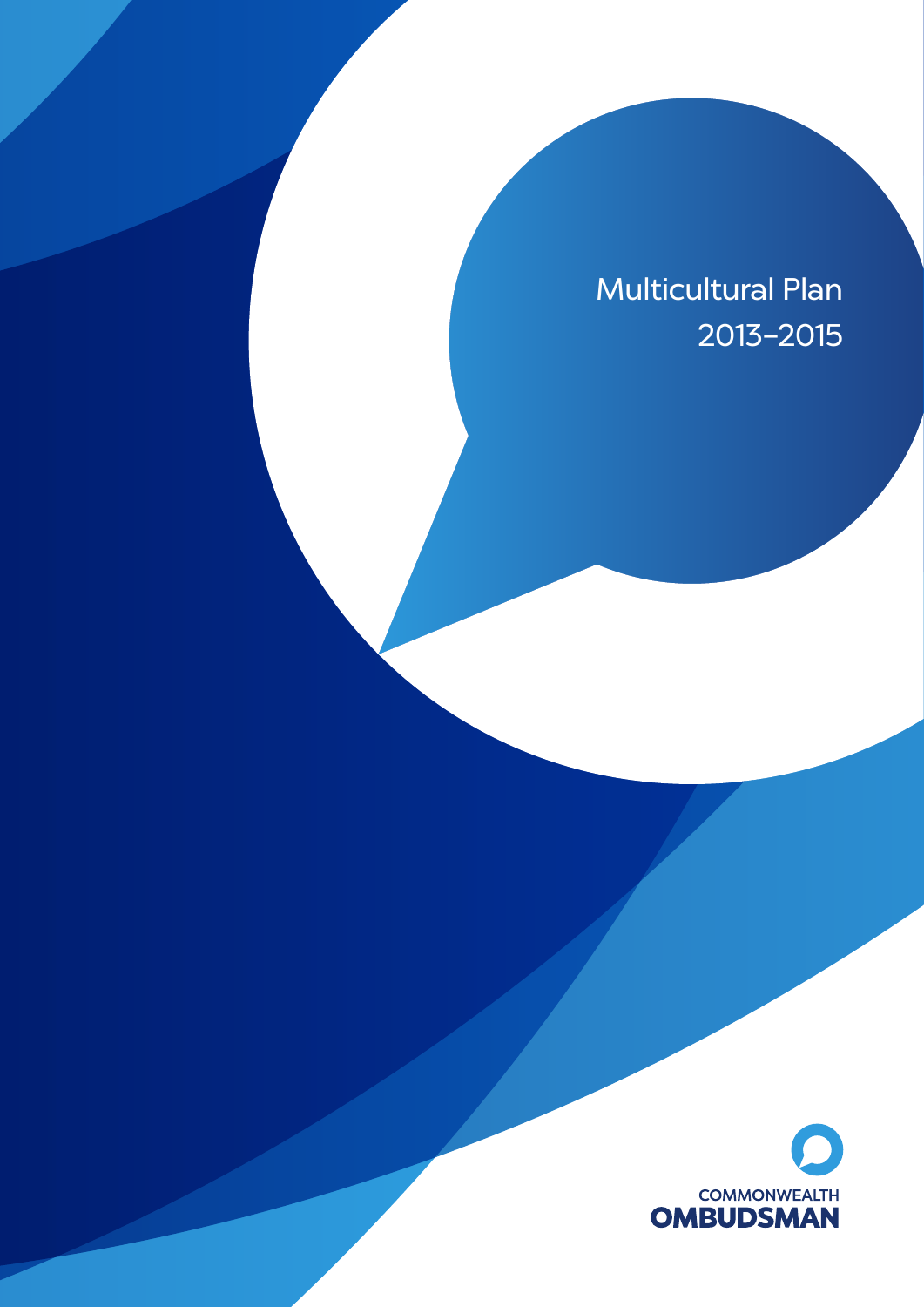# Multicultural Plan 2013–2015

COMMONWEALTH OMBUDSMAN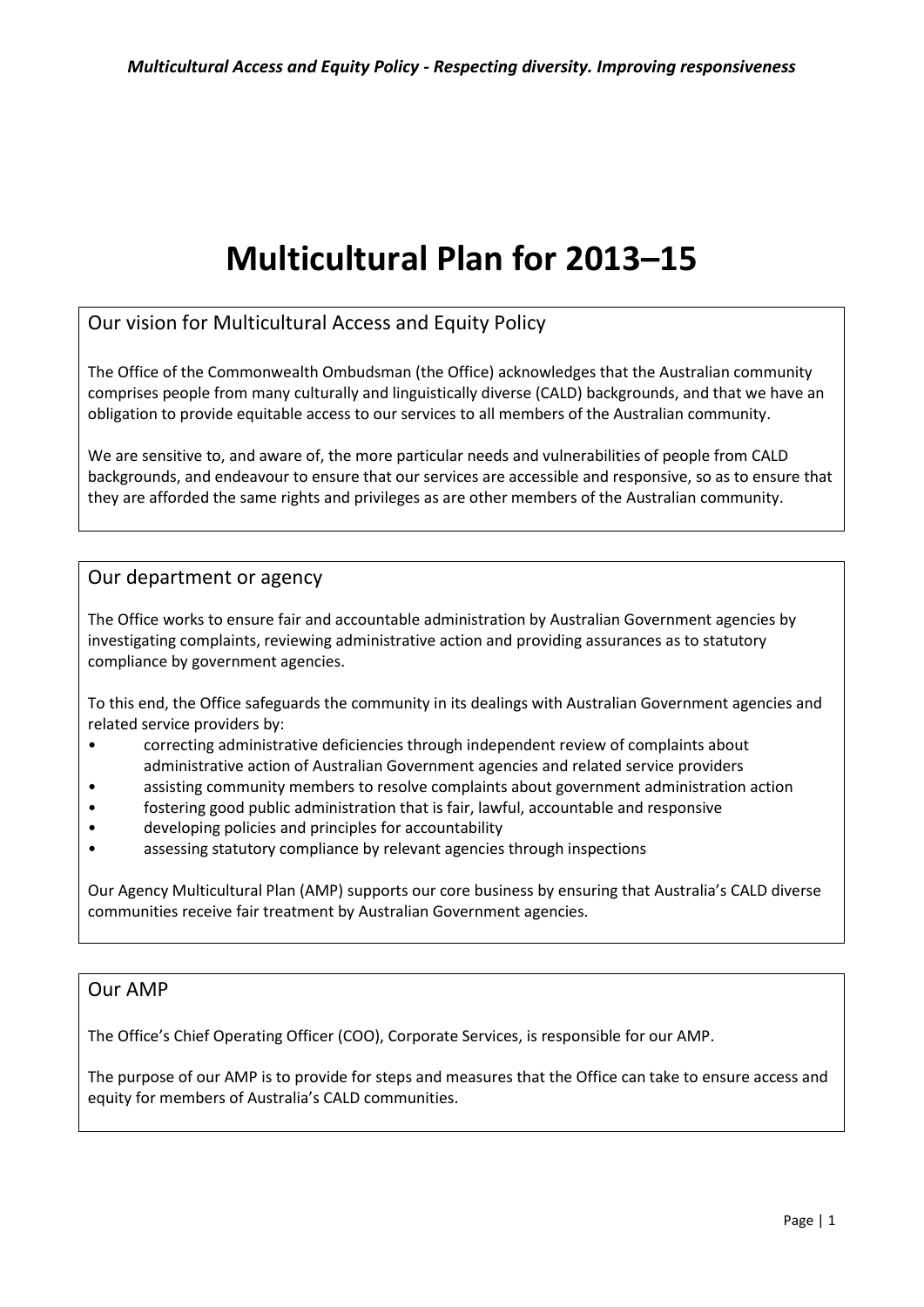# Multicultural Plan for 2013–15

## Our vision for Multicultural Access and Equity Policy

The Office of the Commonwealth Ombudsman (the Office) acknowledges that the Australian community comprises people from many culturally and linguistically diverse (CALD) backgrounds, and that we have an obligation to provide equitable access to our services to all members of the Australian community.

We are sensitive to, and aware of, the more particular needs and vulnerabilities of people from CALD backgrounds, and endeavour to ensure that our services are accessible and responsive, so as to ensure that they are afforded the same rights and privileges as are other members of the Australian community.

## Our department or agency

The Office works to ensure fair and accountable administration by Australian Government agencies by investigating complaints, reviewing administrative action and providing assurances as to statutory compliance by government agencies.

To this end, the Office safeguards the community in its dealings with Australian Government agencies and related service providers by:

- correcting administrative deficiencies through independent review of complaints about administrative action of Australian Government agencies and related service providers
- assisting community members to resolve complaints about government administration action
- fostering good public administration that is fair, lawful, accountable and responsive
- developing policies and principles for accountability
- assessing statutory compliance by relevant agencies through inspections

Our Agency Multicultural Plan (AMP) supports our core business by ensuring that Australia's CALD diverse communities receive fair treatment by Australian Government agencies.

## Our AMP

The Office's Chief Operating Officer (COO), Corporate Services, is responsible for our AMP.

The purpose of our AMP is to provide for steps and measures that the Office can take to ensure access and equity for members of Australia's CALD communities.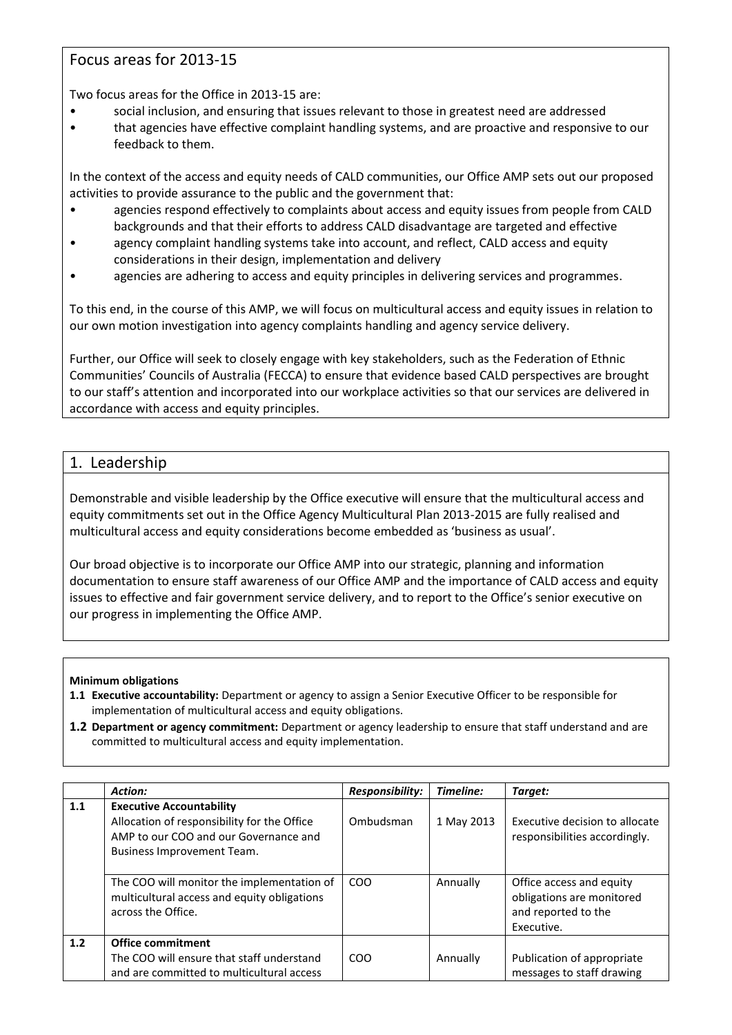## Focus areas for 2013-15

Two focus areas for the Office in 2013-15 are:

- social inclusion, and ensuring that issues relevant to those in greatest need are addressed
- that agencies have effective complaint handling systems, and are proactive and responsive to our feedback to them.

In the context of the access and equity needs of CALD communities, our Office AMP sets out our proposed activities to provide assurance to the public and the government that:

- agencies respond effectively to complaints about access and equity issues from people from CALD backgrounds and that their efforts to address CALD disadvantage are targeted and effective
- agency complaint handling systems take into account, and reflect, CALD access and equity considerations in their design, implementation and delivery
- agencies are adhering to access and equity principles in delivering services and programmes.

To this end, in the course of this AMP, we will focus on multicultural access and equity issues in relation to our own motion investigation into agency complaints handling and agency service delivery.

Further, our Office will seek to closely engage with key stakeholders, such as the Federation of Ethnic Communities' Councils of Australia (FECCA) to ensure that evidence based CALD perspectives are brought to our staff's attention and incorporated into our workplace activities so that our services are delivered in accordance with access and equity principles.

## 1. Leadership

Demonstrable and visible leadership by the Office executive will ensure that the multicultural access and equity commitments set out in the Office Agency Multicultural Plan 2013-2015 are fully realised and multicultural access and equity considerations become embedded as 'business as usual'.

Our broad objective is to incorporate our Office AMP into our strategic, planning and information documentation to ensure staff awareness of our Office AMP and the importance of CALD access and equity issues to effective and fair government service delivery, and to report to the Office's senior executive on our progress in implementing the Office AMP.

**Minimum obligations**

**1.1 Executive accountability:** Department or agency to assign a Senior Executive Officer to be responsible for implementation of multicultural access and equity obligations.

**1.2 Department or agency commitment:** Department or agency leadership to ensure that staff understand and are committed to multicultural access and equity implementation.

| | *Action:* | *Responsibility:* | *Timeline:* | *Target:* |
|---|---|---|---|---|
| **1.1** | **Executive Accountability** Allocation of responsibility for the Office AMP to our COO and our Governance and Business Improvement Team. | Ombudsman | 1 May 2013 | Executive decision to allocate responsibilities accordingly. |
| | The COO will monitor the implementation of multicultural access and equity obligations across the Office. | COO | Annually | Office access and equity obligations are monitored and reported to the Executive. |
| **1.2** | **Office commitment** The COO will ensure that staff understand and are committed to multicultural access | COO | Annually | Publication of appropriate messages to staff drawing |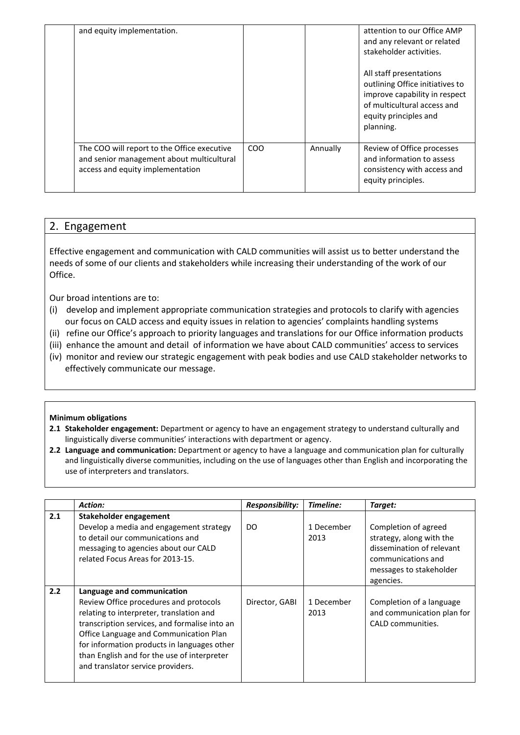| | | | | |
|---|---|---|---|---|
| | and equity implementation. | | | attention to our Office AMP and any relevant or related stakeholder activities.<br><br>All staff presentations outlining Office initiatives to improve capability in respect of multicultural access and equity principles and planning. |
| | The COO will report to the Office executive and senior management about multicultural access and equity implementation | COO | Annually | Review of Office processes and information to assess consistency with access and equity principles. |

## 2. Engagement

Effective engagement and communication with CALD communities will assist us to better understand the needs of some of our clients and stakeholders while increasing their understanding of the work of our Office.

Our broad intentions are to:

(i) develop and implement appropriate communication strategies and protocols to clarify with agencies our focus on CALD access and equity issues in relation to agencies' complaints handling systems
(ii) refine our Office's approach to priority languages and translations for our Office information products
(iii) enhance the amount and detail of information we have about CALD communities' access to services
(iv) monitor and review our strategic engagement with peak bodies and use CALD stakeholder networks to effectively communicate our message.

**Minimum obligations**

**2.1 Stakeholder engagement:** Department or agency to have an engagement strategy to understand culturally and linguistically diverse communities' interactions with department or agency.

**2.2 Language and communication:** Department or agency to have a language and communication plan for culturally and linguistically diverse communities, including on the use of languages other than English and incorporating the use of interpreters and translators.

| | *Action:* | *Responsibility:* | *Timeline:* | *Target:* |
|---|---|---|---|---|
| **2.1** | **Stakeholder engagement**<br>Develop a media and engagement strategy to detail our communications and messaging to agencies about our CALD related Focus Areas for 2013-15. | DO | 1 December 2013 | Completion of agreed strategy, along with the dissemination of relevant communications and messages to stakeholder agencies. |
| **2.2** | **Language and communication**<br>Review Office procedures and protocols relating to interpreter, translation and transcription services, and formalise into an Office Language and Communication Plan for information products in languages other than English and for the use of interpreter and translator service providers. | Director, GABI | 1 December 2013 | Completion of a language and communication plan for CALD communities. |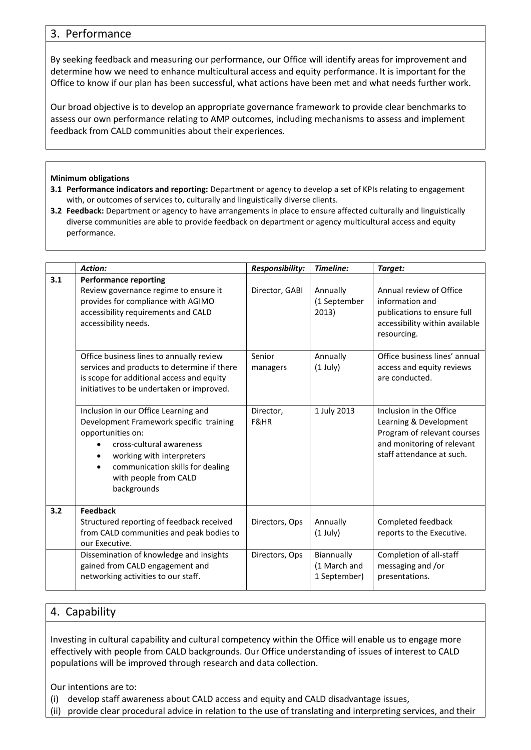## 3. Performance

By seeking feedback and measuring our performance, our Office will identify areas for improvement and determine how we need to enhance multicultural access and equity performance. It is important for the Office to know if our plan has been successful, what actions have been met and what needs further work.

Our broad objective is to develop an appropriate governance framework to provide clear benchmarks to assess our own performance relating to AMP outcomes, including mechanisms to assess and implement feedback from CALD communities about their experiences.

**Minimum obligations**

**3.1 Performance indicators and reporting:** Department or agency to develop a set of KPIs relating to engagement with, or outcomes of services to, culturally and linguistically diverse clients.

**3.2 Feedback:** Department or agency to have arrangements in place to ensure affected culturally and linguistically diverse communities are able to provide feedback on department or agency multicultural access and equity performance.

| | *Action:* | *Responsibility:* | *Timeline:* | *Target:* |
|---|---|---|---|---|
| **3.1** | **Performance reporting**<br>Review governance regime to ensure it provides for compliance with AGIMO accessibility requirements and CALD accessibility needs. | Director, GABI | Annually (1 September 2013) | Annual review of Office information and publications to ensure full accessibility within available resourcing. |
| | Office business lines to annually review services and products to determine if there is scope for additional access and equity initiatives to be undertaken or improved. | Senior managers | Annually (1 July) | Office business lines' annual access and equity reviews are conducted. |
| | Inclusion in our Office Learning and Development Framework specific training opportunities on:<br>• cross-cultural awareness<br>• working with interpreters<br>• communication skills for dealing with people from CALD backgrounds | Director, F&HR | 1 July 2013 | Inclusion in the Office Learning & Development Program of relevant courses and monitoring of relevant staff attendance at such. |
| **3.2** | **Feedback**<br>Structured reporting of feedback received from CALD communities and peak bodies to our Executive. | Directors, Ops | Annually (1 July) | Completed feedback reports to the Executive. |
| | Dissemination of knowledge and insights gained from CALD engagement and networking activities to our staff. | Directors, Ops | Biannually (1 March and 1 September) | Completion of all-staff messaging and /or presentations. |

## 4. Capability

Investing in cultural capability and cultural competency within the Office will enable us to engage more effectively with people from CALD backgrounds. Our Office understanding of issues of interest to CALD populations will be improved through research and data collection.

Our intentions are to:

(i) develop staff awareness about CALD access and equity and CALD disadvantage issues,

(ii) provide clear procedural advice in relation to the use of translating and interpreting services, and their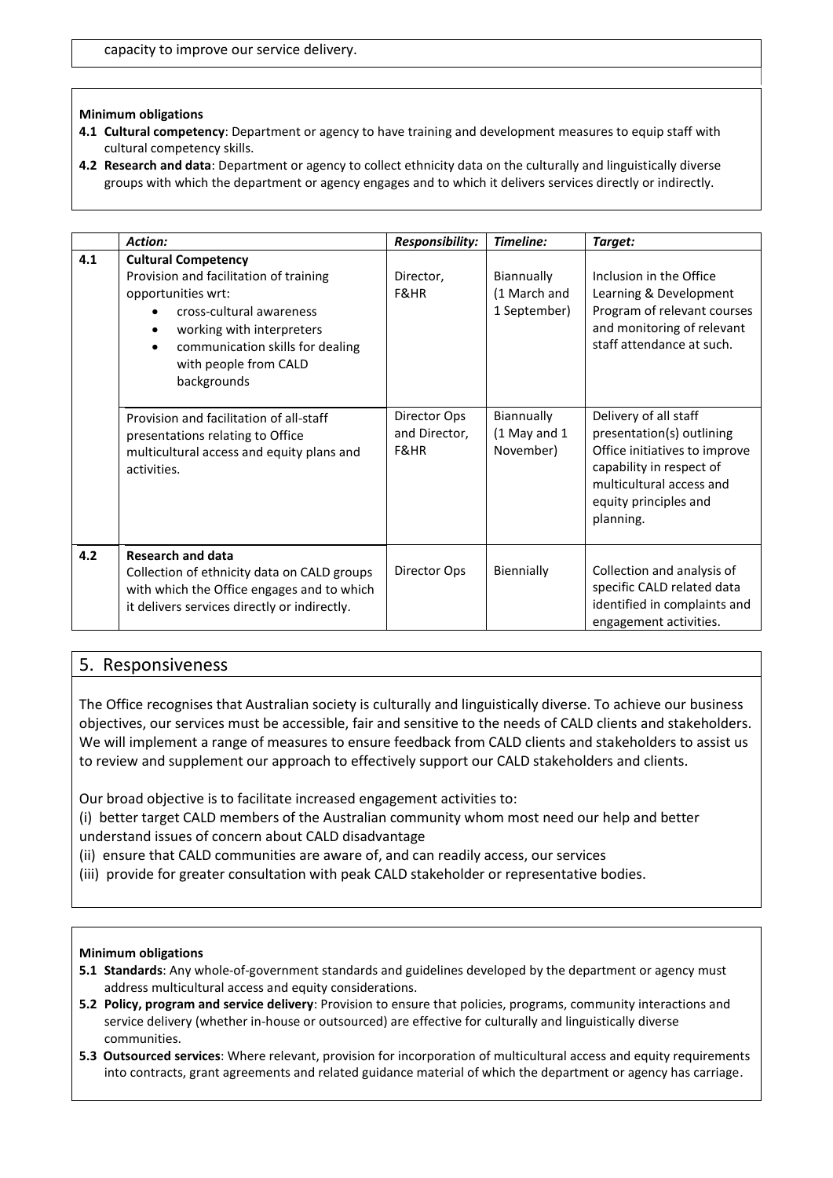capacity to improve our service delivery.

**Minimum obligations**

**4.1 Cultural competency**: Department or agency to have training and development measures to equip staff with cultural competency skills.

**4.2 Research and data**: Department or agency to collect ethnicity data on the culturally and linguistically diverse groups with which the department or agency engages and to which it delivers services directly or indirectly.

| | *Action:* | *Responsibility:* | *Timeline:* | *Target:* |
|---|---|---|---|---|
| **4.1** | **Cultural Competency**<br>Provision and facilitation of training opportunities wrt:<br>• cross-cultural awareness<br>• working with interpreters<br>• communication skills for dealing with people from CALD backgrounds | Director, F&HR | Biannually (1 March and 1 September) | Inclusion in the Office Learning & Development Program of relevant courses and monitoring of relevant staff attendance at such. |
| | Provision and facilitation of all-staff presentations relating to Office multicultural access and equity plans and activities. | Director Ops and Director, F&HR | Biannually (1 May and 1 November) | Delivery of all staff presentation(s) outlining Office initiatives to improve capability in respect of multicultural access and equity principles and planning. |
| **4.2** | **Research and data**<br>Collection of ethnicity data on CALD groups with which the Office engages and to which it delivers services directly or indirectly. | Director Ops | Biennially | Collection and analysis of specific CALD related data identified in complaints and engagement activities. |

## 5. Responsiveness

The Office recognises that Australian society is culturally and linguistically diverse. To achieve our business objectives, our services must be accessible, fair and sensitive to the needs of CALD clients and stakeholders. We will implement a range of measures to ensure feedback from CALD clients and stakeholders to assist us to review and supplement our approach to effectively support our CALD stakeholders and clients.

Our broad objective is to facilitate increased engagement activities to:

(i) better target CALD members of the Australian community whom most need our help and better understand issues of concern about CALD disadvantage

(ii) ensure that CALD communities are aware of, and can readily access, our services

(iii) provide for greater consultation with peak CALD stakeholder or representative bodies.

**Minimum obligations**

**5.1 Standards**: Any whole-of-government standards and guidelines developed by the department or agency must address multicultural access and equity considerations.

**5.2 Policy, program and service delivery**: Provision to ensure that policies, programs, community interactions and service delivery (whether in-house or outsourced) are effective for culturally and linguistically diverse communities.

**5.3 Outsourced services**: Where relevant, provision for incorporation of multicultural access and equity requirements into contracts, grant agreements and related guidance material of which the department or agency has carriage.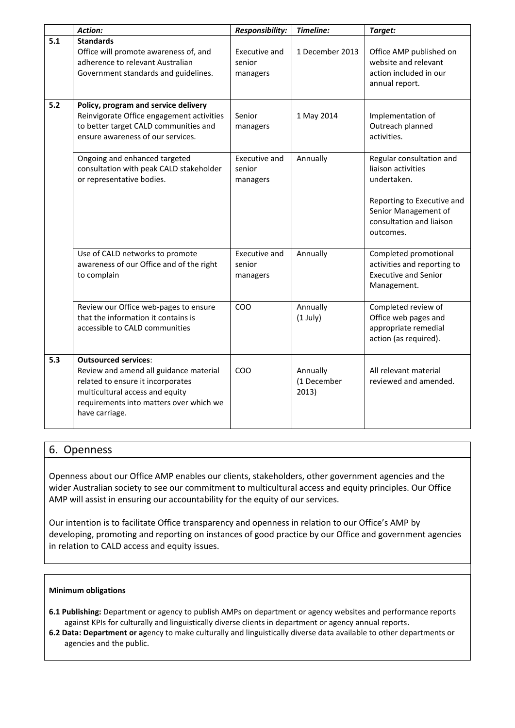| | *Action:* | *Responsibility:* | *Timeline:* | *Target:* |
|---|---|---|---|---|
| **5.1** | **Standards**<br>Office will promote awareness of, and adherence to relevant Australian Government standards and guidelines. | Executive and senior managers | 1 December 2013 | Office AMP published on website and relevant action included in our annual report. |
| **5.2** | **Policy, program and service delivery**<br>Reinvigorate Office engagement activities to better target CALD communities and ensure awareness of our services. | Senior managers | 1 May 2014 | Implementation of Outreach planned activities. |
| | Ongoing and enhanced targeted consultation with peak CALD stakeholder or representative bodies. | Executive and senior managers | Annually | Regular consultation and liaison activities undertaken.<br><br>Reporting to Executive and Senior Management of consultation and liaison outcomes. |
| | Use of CALD networks to promote awareness of our Office and of the right to complain | Executive and senior managers | Annually | Completed promotional activities and reporting to Executive and Senior Management. |
| | Review our Office web-pages to ensure that the information it contains is accessible to CALD communities | COO | Annually (1 July) | Completed review of Office web pages and appropriate remedial action (as required). |
| **5.3** | **Outsourced services**:<br>Review and amend all guidance material related to ensure it incorporates multicultural access and equity requirements into matters over which we have carriage. | COO | Annually (1 December 2013) | All relevant material reviewed and amended. |

## 6. Openness

Openness about our Office AMP enables our clients, stakeholders, other government agencies and the wider Australian society to see our commitment to multicultural access and equity principles. Our Office AMP will assist in ensuring our accountability for the equity of our services.

Our intention is to facilitate Office transparency and openness in relation to our Office's AMP by developing, promoting and reporting on instances of good practice by our Office and government agencies in relation to CALD access and equity issues.

**Minimum obligations**

**6.1 Publishing:** Department or agency to publish AMPs on department or agency websites and performance reports against KPIs for culturally and linguistically diverse clients in department or agency annual reports.

**6.2 Data: Department or a**gency to make culturally and linguistically diverse data available to other departments or agencies and the public.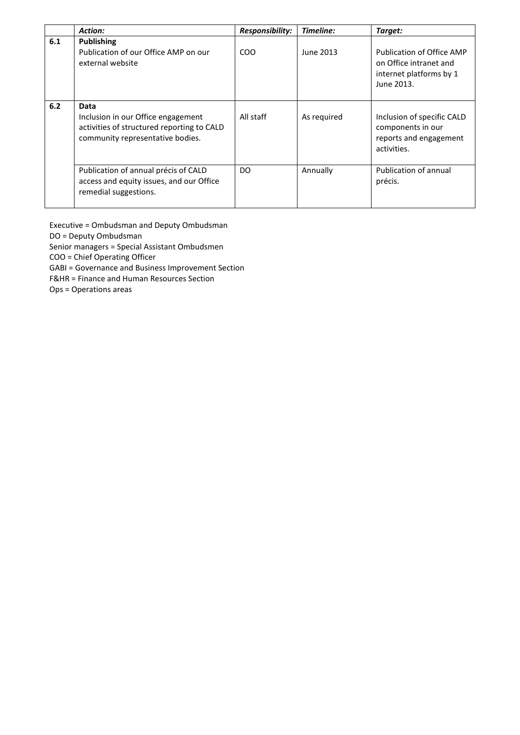| | *Action:* | *Responsibility:* | *Timeline:* | *Target:* |
|---|---|---|---|---|
| **6.1** | **Publishing**<br>Publication of our Office AMP on our external website | COO | June 2013 | Publication of Office AMP on Office intranet and internet platforms by 1 June 2013. |
| **6.2** | **Data**<br>Inclusion in our Office engagement activities of structured reporting to CALD community representative bodies. | All staff | As required | Inclusion of specific CALD components in our reports and engagement activities. |
| | Publication of annual précis of CALD access and equity issues, and our Office remedial suggestions. | DO | Annually | Publication of annual précis. |

Executive = Ombudsman and Deputy Ombudsman
DO = Deputy Ombudsman
Senior managers = Special Assistant Ombudsmen
COO = Chief Operating Officer
GABI = Governance and Business Improvement Section
F&HR = Finance and Human Resources Section
Ops = Operations areas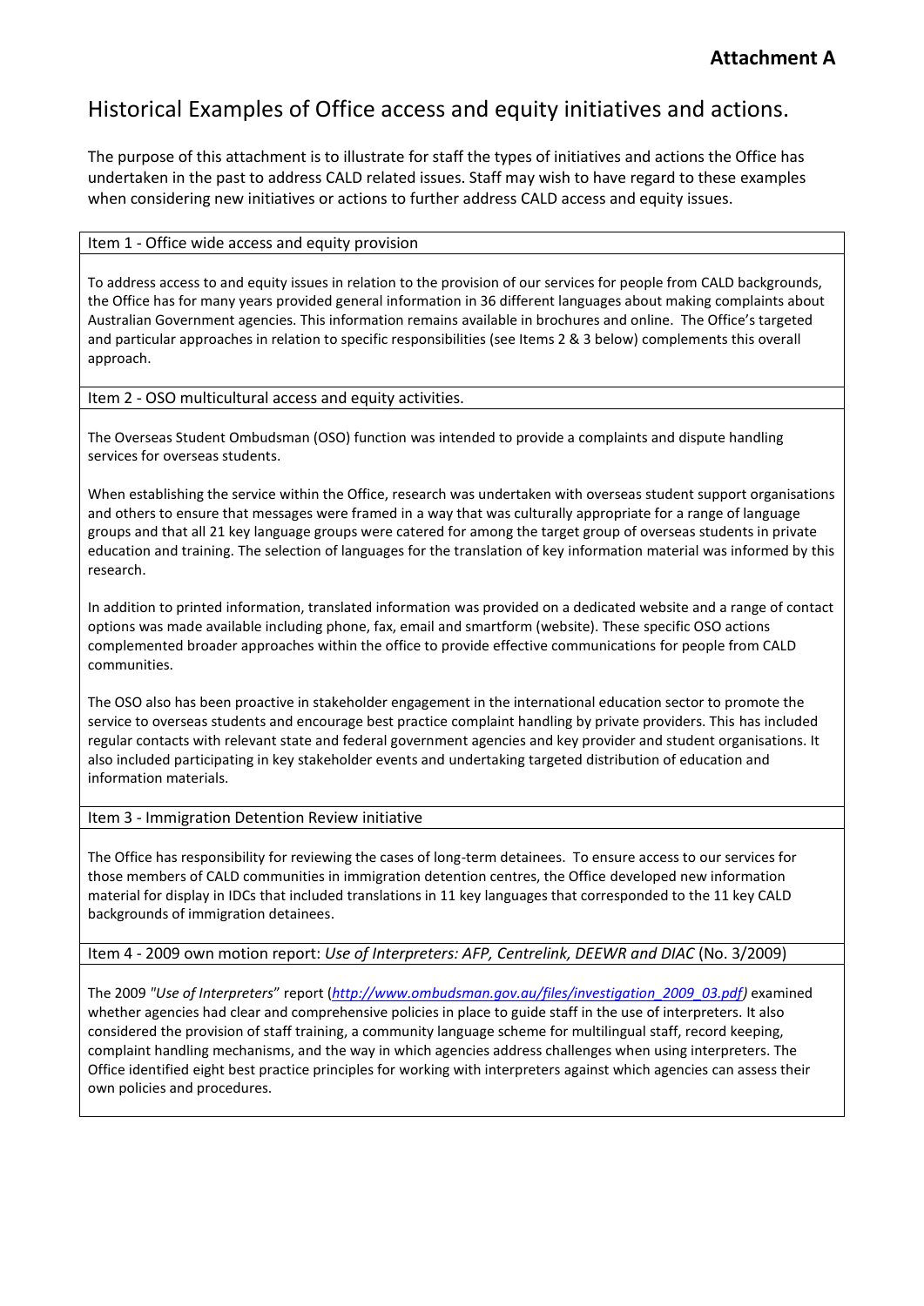**Attachment A**

# Historical Examples of Office access and equity initiatives and actions.

The purpose of this attachment is to illustrate for staff the types of initiatives and actions the Office has undertaken in the past to address CALD related issues. Staff may wish to have regard to these examples when considering new initiatives or actions to further address CALD access and equity issues.

## Item 1 - Office wide access and equity provision

To address access to and equity issues in relation to the provision of our services for people from CALD backgrounds, the Office has for many years provided general information in 36 different languages about making complaints about Australian Government agencies. This information remains available in brochures and online. The Office's targeted and particular approaches in relation to specific responsibilities (see Items 2 & 3 below) complements this overall approach.

## Item 2 - OSO multicultural access and equity activities.

The Overseas Student Ombudsman (OSO) function was intended to provide a complaints and dispute handling services for overseas students.

When establishing the service within the Office, research was undertaken with overseas student support organisations and others to ensure that messages were framed in a way that was culturally appropriate for a range of language groups and that all 21 key language groups were catered for among the target group of overseas students in private education and training. The selection of languages for the translation of key information material was informed by this research.

In addition to printed information, translated information was provided on a dedicated website and a range of contact options was made available including phone, fax, email and smartform (website). These specific OSO actions complemented broader approaches within the office to provide effective communications for people from CALD communities.

The OSO also has been proactive in stakeholder engagement in the international education sector to promote the service to overseas students and encourage best practice complaint handling by private providers. This has included regular contacts with relevant state and federal government agencies and key provider and student organisations. It also included participating in key stakeholder events and undertaking targeted distribution of education and information materials.

## Item 3 - Immigration Detention Review initiative

The Office has responsibility for reviewing the cases of long-term detainees. To ensure access to our services for those members of CALD communities in immigration detention centres, the Office developed new information material for display in IDCs that included translations in 11 key languages that corresponded to the 11 key CALD backgrounds of immigration detainees.

## Item 4 - 2009 own motion report: *Use of Interpreters: AFP, Centrelink, DEEWR and DIAC* (No. 3/2009)

The 2009 *"Use of Interpreters*" report (*http://www.ombudsman.gov.au/files/investigation_2009_03.pdf)* examined whether agencies had clear and comprehensive policies in place to guide staff in the use of interpreters. It also considered the provision of staff training, a community language scheme for multilingual staff, record keeping, complaint handling mechanisms, and the way in which agencies address challenges when using interpreters. The Office identified eight best practice principles for working with interpreters against which agencies can assess their own policies and procedures.